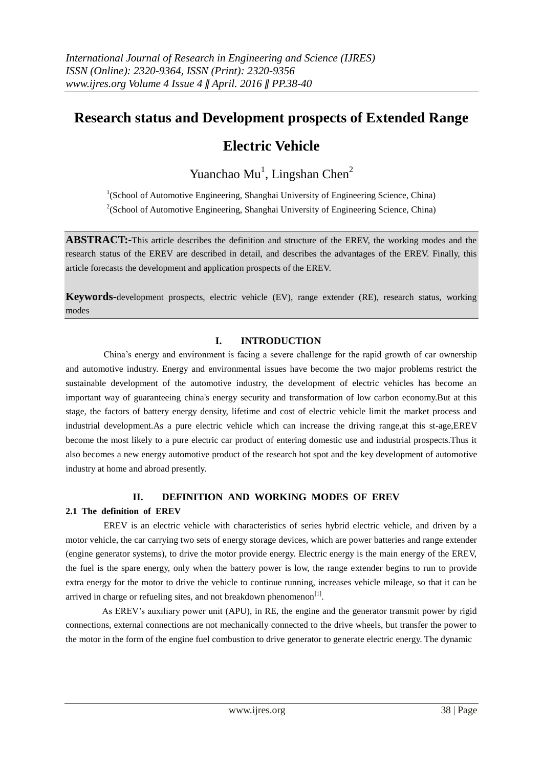# Research status and Development prospects of Extended Range Electric Vehicle

Yuanchao Mu[1], Lingshan Chen[2]

[1](School of Automotive Engineering, Shanghai University of Engineering Science, China)
[2](School of Automotive Engineering, Shanghai University of Engineering Science, China)

**ABSTRACT:-**This article describes the definition and structure of the EREV, the working modes and the research status of the EREV are described in detail, and describes the advantages of the EREV. Finally, this article forecasts the development and application prospects of the EREV.

**Keywords-**development prospects, electric vehicle (EV), range extender (RE), research status, working modes

## I. INTRODUCTION

China's energy and environment is facing a severe challenge for the rapid growth of car ownership and automotive industry. Energy and environmental issues have become the two major problems restrict the sustainable development of the automotive industry, the development of electric vehicles has become an important way of guaranteeing china's energy security and transformation of low carbon economy.But at this stage, the factors of battery energy density, lifetime and cost of electric vehicle limit the market process and industrial development.As a pure electric vehicle which can increase the driving range,at this st-age,EREV become the most likely to a pure electric car product of entering domestic use and industrial prospects.Thus it also becomes a new energy automotive product of the research hot spot and the key development of automotive industry at home and abroad presently.

## II. DEFINITION AND WORKING MODES OF EREV

### 2.1 The definition of EREV

EREV is an electric vehicle with characteristics of series hybrid electric vehicle, and driven by a motor vehicle, the car carrying two sets of energy storage devices, which are power batteries and range extender (engine generator systems), to drive the motor provide energy. Electric energy is the main energy of the EREV, the fuel is the spare energy, only when the battery power is low, the range extender begins to run to provide extra energy for the motor to drive the vehicle to continue running, increases vehicle mileage, so that it can be arrived in charge or refueling sites, and not breakdown phenomenon[1].

As EREV's auxiliary power unit (APU), in RE, the engine and the generator transmit power by rigid connections, external connections are not mechanically connected to the drive wheels, but transfer the power to the motor in the form of the engine fuel combustion to drive generator to generate electric energy. The dynamic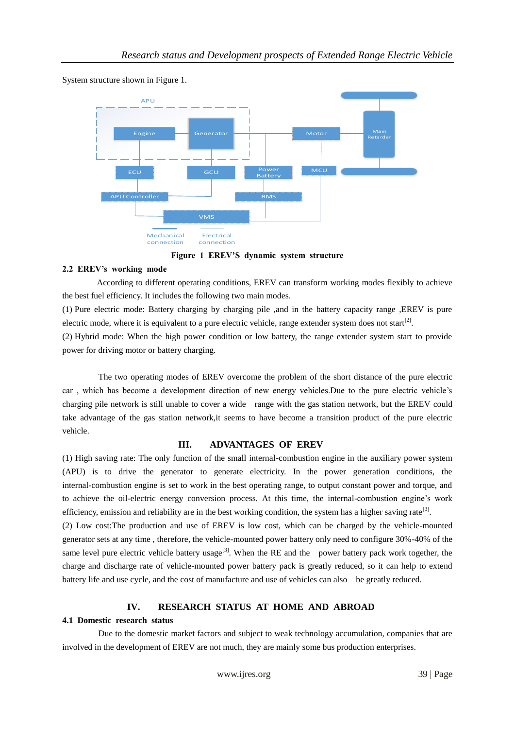System structure shown in Figure 1.

**Figure 1 EREV'S dynamic system structure**

### 2.2 EREV's working mode

According to different operating conditions, EREV can transform working modes flexibly to achieve the best fuel efficiency. It includes the following two main modes.

(1) Pure electric mode: Battery charging by charging pile ,and in the battery capacity range ,EREV is pure electric mode, where it is equivalent to a pure electric vehicle, range extender system does not start[2].

(2) Hybrid mode: When the high power condition or low battery, the range extender system start to provide power for driving motor or battery charging.

The two operating modes of EREV overcome the problem of the short distance of the pure electric car , which has become a development direction of new energy vehicles.Due to the pure electric vehicle's charging pile network is still unable to cover a wide range with the gas station network, but the EREV could take advantage of the gas station network,it seems to have become a transition product of the pure electric vehicle.

## III. ADVANTAGES OF EREV

(1) High saving rate: The only function of the small internal-combustion engine in the auxiliary power system (APU) is to drive the generator to generate electricity. In the power generation conditions, the internal-combustion engine is set to work in the best operating range, to output constant power and torque, and to achieve the oil-electric energy conversion process. At this time, the internal-combustion engine's work efficiency, emission and reliability are in the best working condition, the system has a higher saving rate[3].

(2) Low cost:The production and use of EREV is low cost, which can be charged by the vehicle-mounted generator sets at any time , therefore, the vehicle-mounted power battery only need to configure 30%-40% of the same level pure electric vehicle battery usage[3]. When the RE and the power battery pack work together, the charge and discharge rate of vehicle-mounted power battery pack is greatly reduced, so it can help to extend battery life and use cycle, and the cost of manufacture and use of vehicles can also be greatly reduced.

## IV. RESEARCH STATUS AT HOME AND ABROAD

### 4.1 Domestic research status

Due to the domestic market factors and subject to weak technology accumulation, companies that are involved in the development of EREV are not much, they are mainly some bus production enterprises.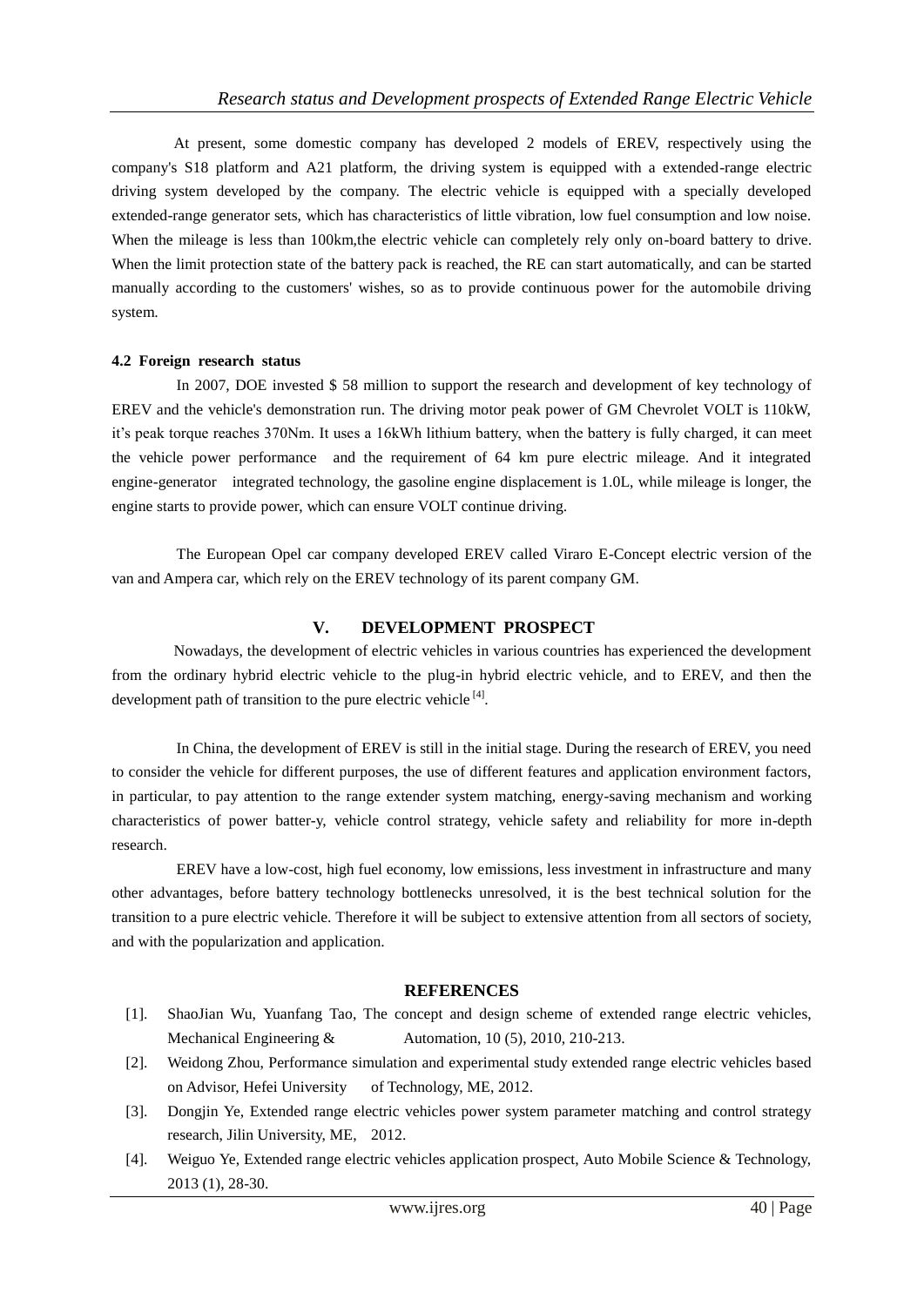At present, some domestic company has developed 2 models of EREV, respectively using the company's S18 platform and A21 platform, the driving system is equipped with a extended-range electric driving system developed by the company. The electric vehicle is equipped with a specially developed extended-range generator sets, which has characteristics of little vibration, low fuel consumption and low noise. When the mileage is less than 100km,the electric vehicle can completely rely only on-board battery to drive. When the limit protection state of the battery pack is reached, the RE can start automatically, and can be started manually according to the customers' wishes, so as to provide continuous power for the automobile driving system.

### 4.2 Foreign research status

In 2007, DOE invested $ 58 million to support the research and development of key technology of EREV and the vehicle's demonstration run. The driving motor peak power of GM Chevrolet VOLT is 110kW, it's peak torque reaches 370Nm. It uses a 16kWh lithium battery, when the battery is fully charged, it can meet the vehicle power performance and the requirement of 64 km pure electric mileage. And it integrated engine-generator integrated technology, the gasoline engine displacement is 1.0L, while mileage is longer, the engine starts to provide power, which can ensure VOLT continue driving.

The European Opel car company developed EREV called Viraro E-Concept electric version of the van and Ampera car, which rely on the EREV technology of its parent company GM.

## V. DEVELOPMENT PROSPECT

Nowadays, the development of electric vehicles in various countries has experienced the development from the ordinary hybrid electric vehicle to the plug-in hybrid electric vehicle, and to EREV, and then the development path of transition to the pure electric vehicle [4].

In China, the development of EREV is still in the initial stage. During the research of EREV, you need to consider the vehicle for different purposes, the use of different features and application environment factors, in particular, to pay attention to the range extender system matching, energy-saving mechanism and working characteristics of power batter-y, vehicle control strategy, vehicle safety and reliability for more in-depth research.

EREV have a low-cost, high fuel economy, low emissions, less investment in infrastructure and many other advantages, before battery technology bottlenecks unresolved, it is the best technical solution for the transition to a pure electric vehicle. Therefore it will be subject to extensive attention from all sectors of society, and with the popularization and application.

## REFERENCES

[1]. ShaoJian Wu, Yuanfang Tao, The concept and design scheme of extended range electric vehicles, Mechanical Engineering & Automation, 10 (5), 2010, 210-213.

[2]. Weidong Zhou, Performance simulation and experimental study extended range electric vehicles based on Advisor, Hefei University of Technology, ME, 2012.

[3]. Dongjin Ye, Extended range electric vehicles power system parameter matching and control strategy research, Jilin University, ME, 2012.

[4]. Weiguo Ye, Extended range electric vehicles application prospect, Auto Mobile Science & Technology, 2013 (1), 28-30.